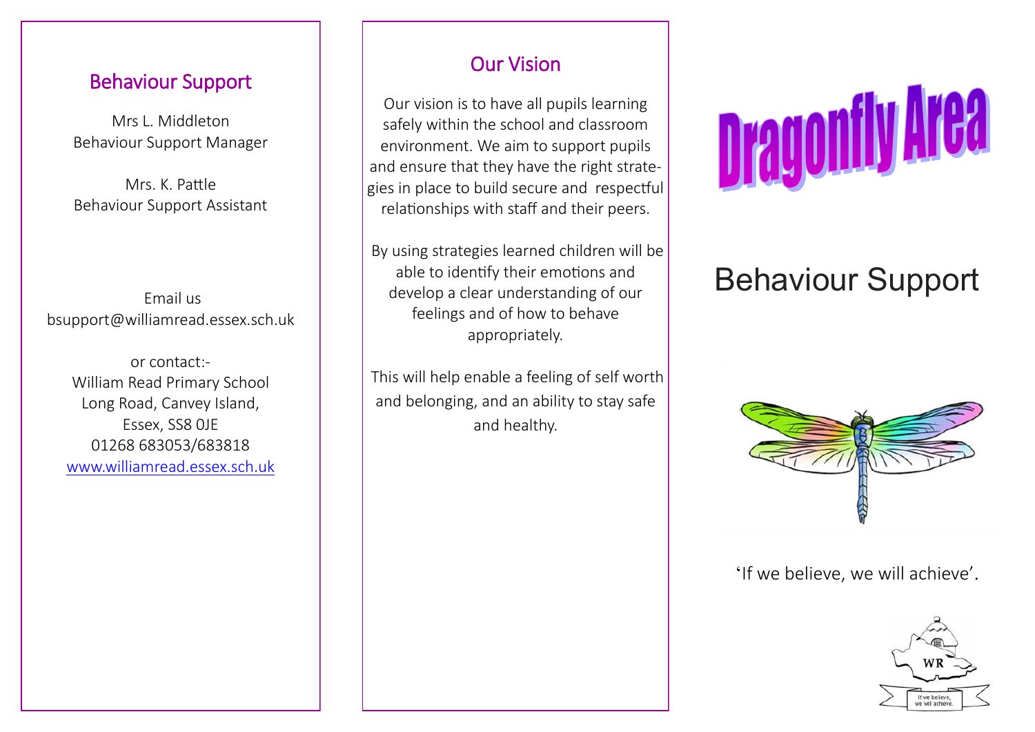## Behaviour Support

Mrs L. Middleton
Behaviour Support Manager

Mrs. K. Pattle
Behaviour Support Assistant

Email us
bsupport@williamread.essex.sch.uk

or contact:-
William Read Primary School
Long Road, Canvey Island,
Essex, SS8 0JE
01268 683053/683818
[www.williamread.essex.sch.uk](http://www.williamread.essex.sch.uk)

## Our Vision

Our vision is to have all pupils learning safely within the school and classroom environment. We aim to support pupils and ensure that they have the right strategies in place to build secure and respectful relationships with staff and their peers.

By using strategies learned children will be able to identify their emotions and develop a clear understanding of our feelings and of how to behave appropriately.

This will help enable a feeling of self worth and belonging, and an ability to stay safe and healthy.

# Dragonfly Area

# Behaviour Support

'If we believe, we will achieve'.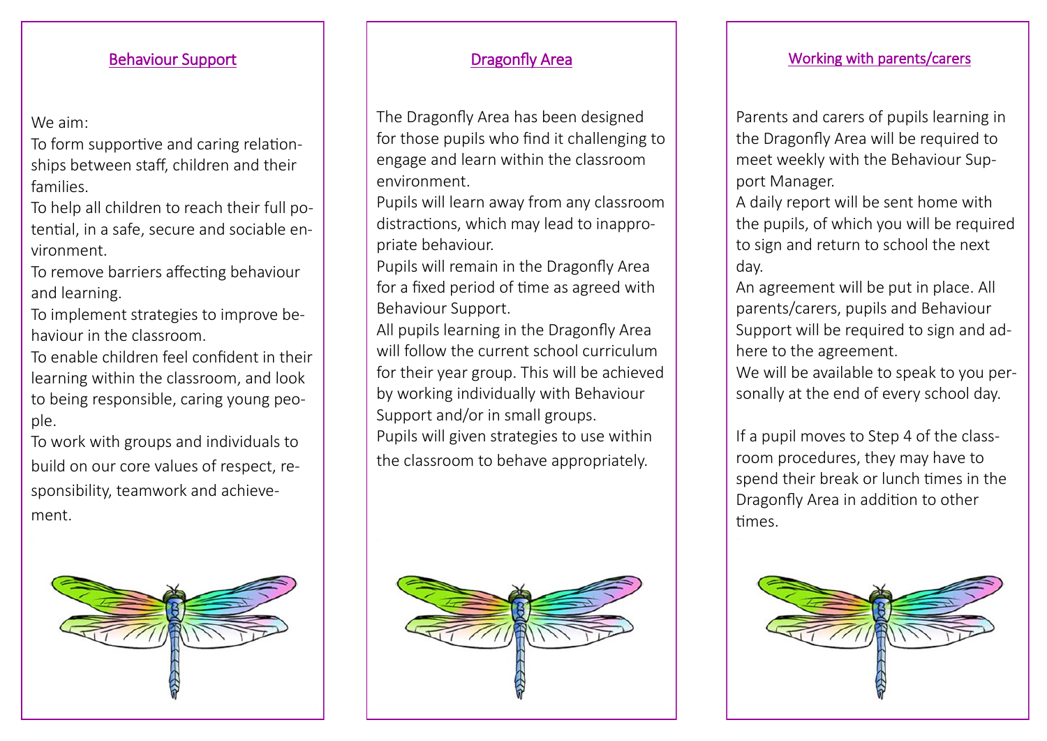## Behaviour Support

We aim:

To form supportive and caring relationships between staff, children and their families.

To help all children to reach their full potential, in a safe, secure and sociable environment.

To remove barriers affecting behaviour and learning.

To implement strategies to improve behaviour in the classroom.

To enable children feel confident in their learning within the classroom, and look to being responsible, caring young people.

To work with groups and individuals to build on our core values of respect, responsibility, teamwork and achievement.

## Dragonfly Area

The Dragonfly Area has been designed for those pupils who find it challenging to engage and learn within the classroom environment.

Pupils will learn away from any classroom distractions, which may lead to inappropriate behaviour.

Pupils will remain in the Dragonfly Area for a fixed period of time as agreed with Behaviour Support.

All pupils learning in the Dragonfly Area will follow the current school curriculum for their year group. This will be achieved by working individually with Behaviour Support and/or in small groups.

Pupils will given strategies to use within the classroom to behave appropriately.

## Working with parents/carers

Parents and carers of pupils learning in the Dragonfly Area will be required to meet weekly with the Behaviour Support Manager.

A daily report will be sent home with the pupils, of which you will be required to sign and return to school the next day.

An agreement will be put in place. All parents/carers, pupils and Behaviour Support will be required to sign and adhere to the agreement.

We will be available to speak to you personally at the end of every school day.

If a pupil moves to Step 4 of the classroom procedures, they may have to spend their break or lunch times in the Dragonfly Area in addition to other times.